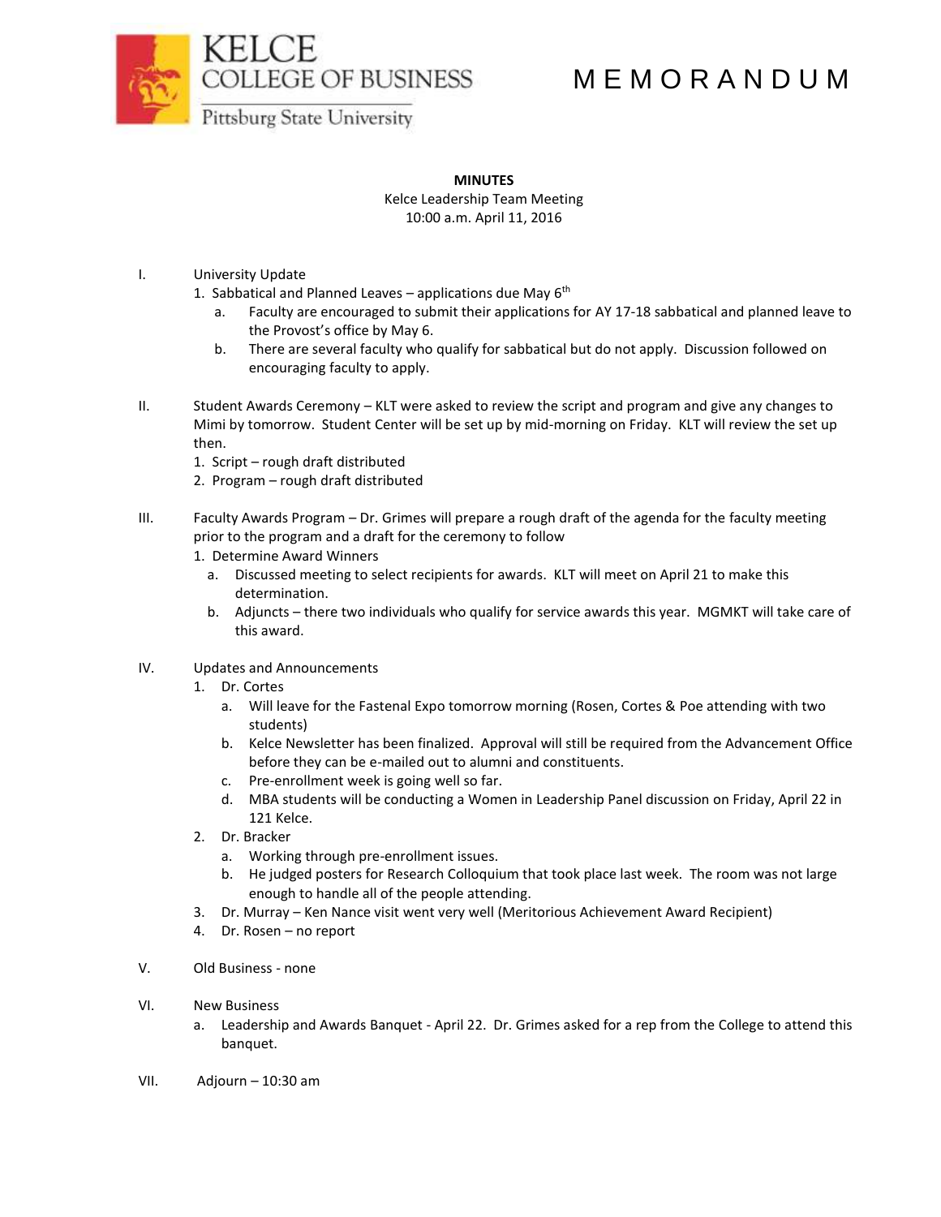KELCE COLLEGE OF BUSINESS
Pittsburg State University

# MEMORANDUM

**MINUTES**
Kelce Leadership Team Meeting
10:00 a.m. April 11, 2016

I. University Update
   1. Sabbatical and Planned Leaves – applications due May 6th
      a. Faculty are encouraged to submit their applications for AY 17-18 sabbatical and planned leave to the Provost's office by May 6.
      b. There are several faculty who qualify for sabbatical but do not apply. Discussion followed on encouraging faculty to apply.

II. Student Awards Ceremony – KLT were asked to review the script and program and give any changes to Mimi by tomorrow. Student Center will be set up by mid-morning on Friday. KLT will review the set up then.
   1. Script – rough draft distributed
   2. Program – rough draft distributed

III. Faculty Awards Program – Dr. Grimes will prepare a rough draft of the agenda for the faculty meeting prior to the program and a draft for the ceremony to follow
   1. Determine Award Winners
      a. Discussed meeting to select recipients for awards. KLT will meet on April 21 to make this determination.
      b. Adjuncts – there two individuals who qualify for service awards this year. MGMKT will take care of this award.

IV. Updates and Announcements
   1. Dr. Cortes
      a. Will leave for the Fastenal Expo tomorrow morning (Rosen, Cortes & Poe attending with two students)
      b. Kelce Newsletter has been finalized. Approval will still be required from the Advancement Office before they can be e-mailed out to alumni and constituents.
      c. Pre-enrollment week is going well so far.
      d. MBA students will be conducting a Women in Leadership Panel discussion on Friday, April 22 in 121 Kelce.
   2. Dr. Bracker
      a. Working through pre-enrollment issues.
      b. He judged posters for Research Colloquium that took place last week. The room was not large enough to handle all of the people attending.
   3. Dr. Murray – Ken Nance visit went very well (Meritorious Achievement Award Recipient)
   4. Dr. Rosen – no report

V. Old Business - none

VI. New Business
   a. Leadership and Awards Banquet - April 22. Dr. Grimes asked for a rep from the College to attend this banquet.

VII. Adjourn – 10:30 am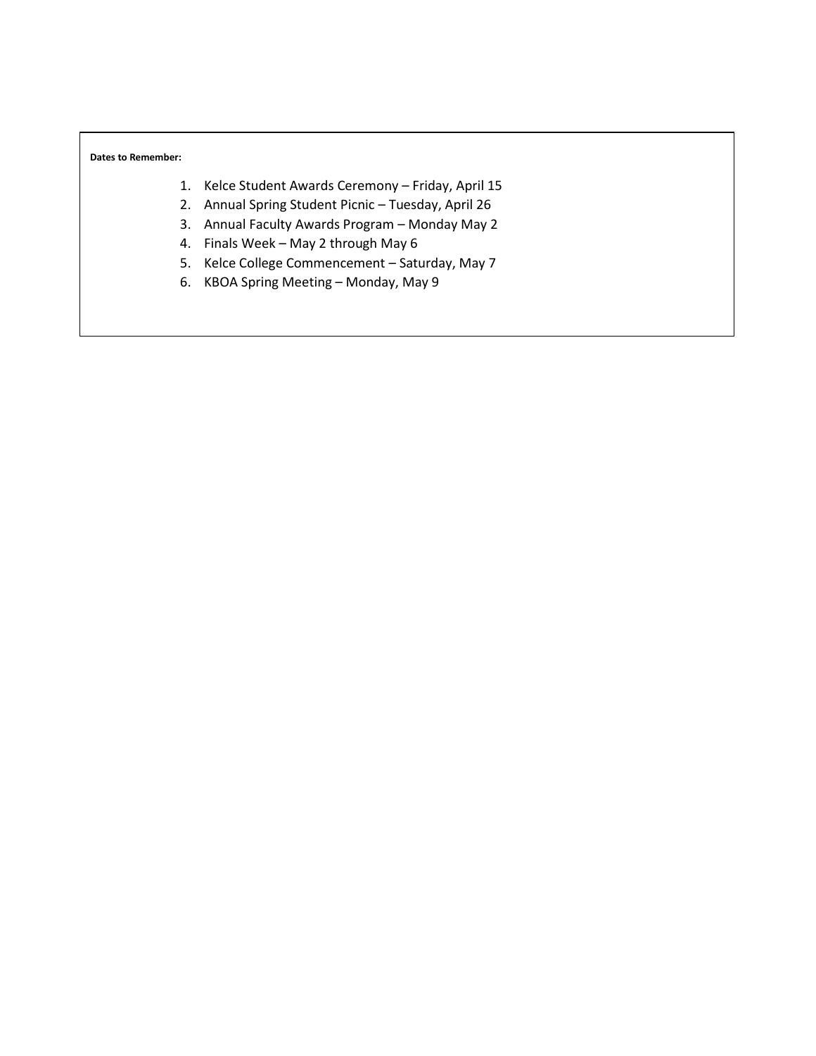**Dates to Remember:**

1. Kelce Student Awards Ceremony – Friday, April 15
2. Annual Spring Student Picnic – Tuesday, April 26
3. Annual Faculty Awards Program – Monday May 2
4. Finals Week – May 2 through May 6
5. Kelce College Commencement – Saturday, May 7
6. KBOA Spring Meeting – Monday, May 9